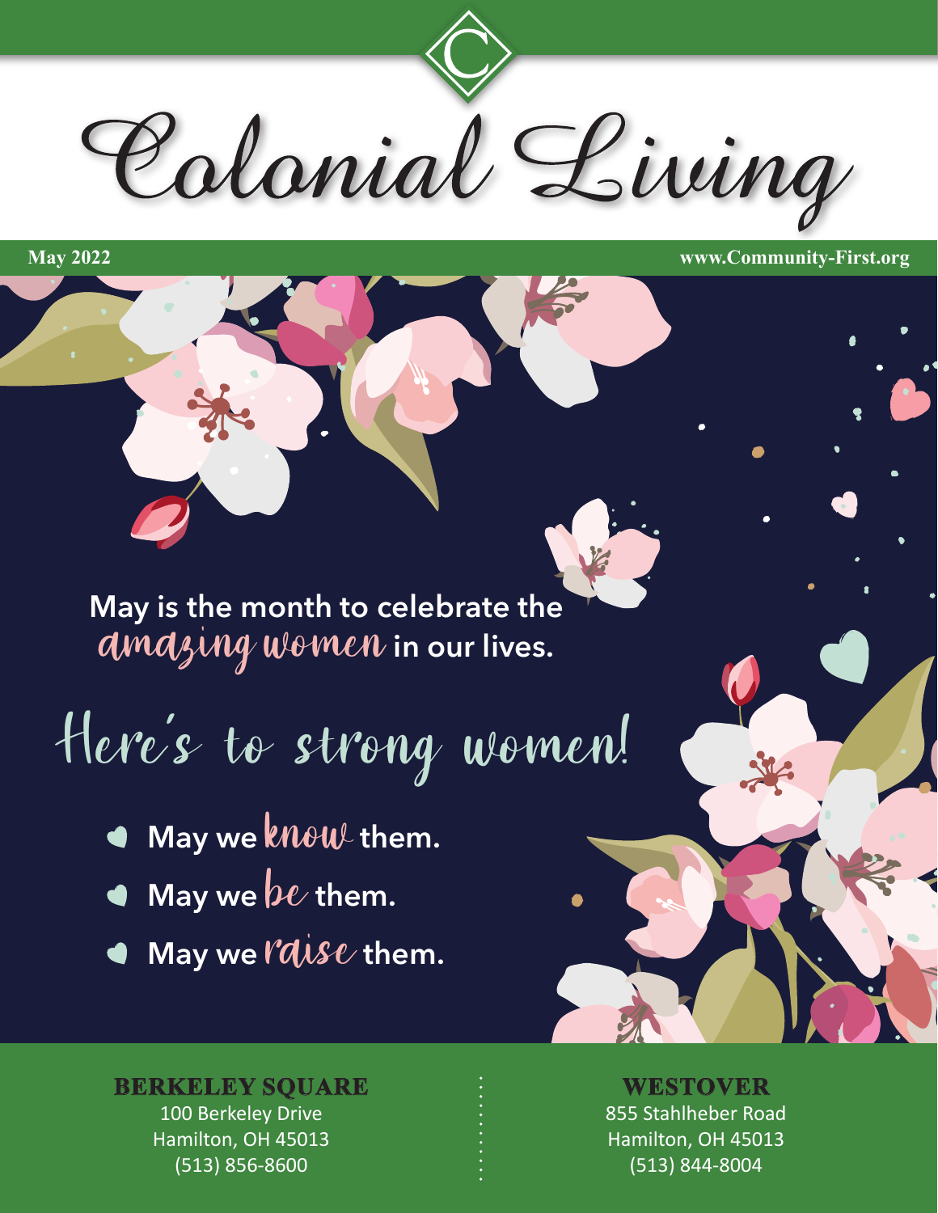# Colonial Living

**May 2022** www.Community-First.org

May is the month to celebrate the *amazing women* in our lives.

## Here's to strong women!

- May we *know* them.
- May we *be* them.
- May we *raise* them.

**BERKELEY SQUARE**
100 Berkeley Drive
Hamilton, OH 45013
(513) 856-8600

**WESTOVER**
855 Stahlheber Road
Hamilton, OH 45013
(513) 844-8004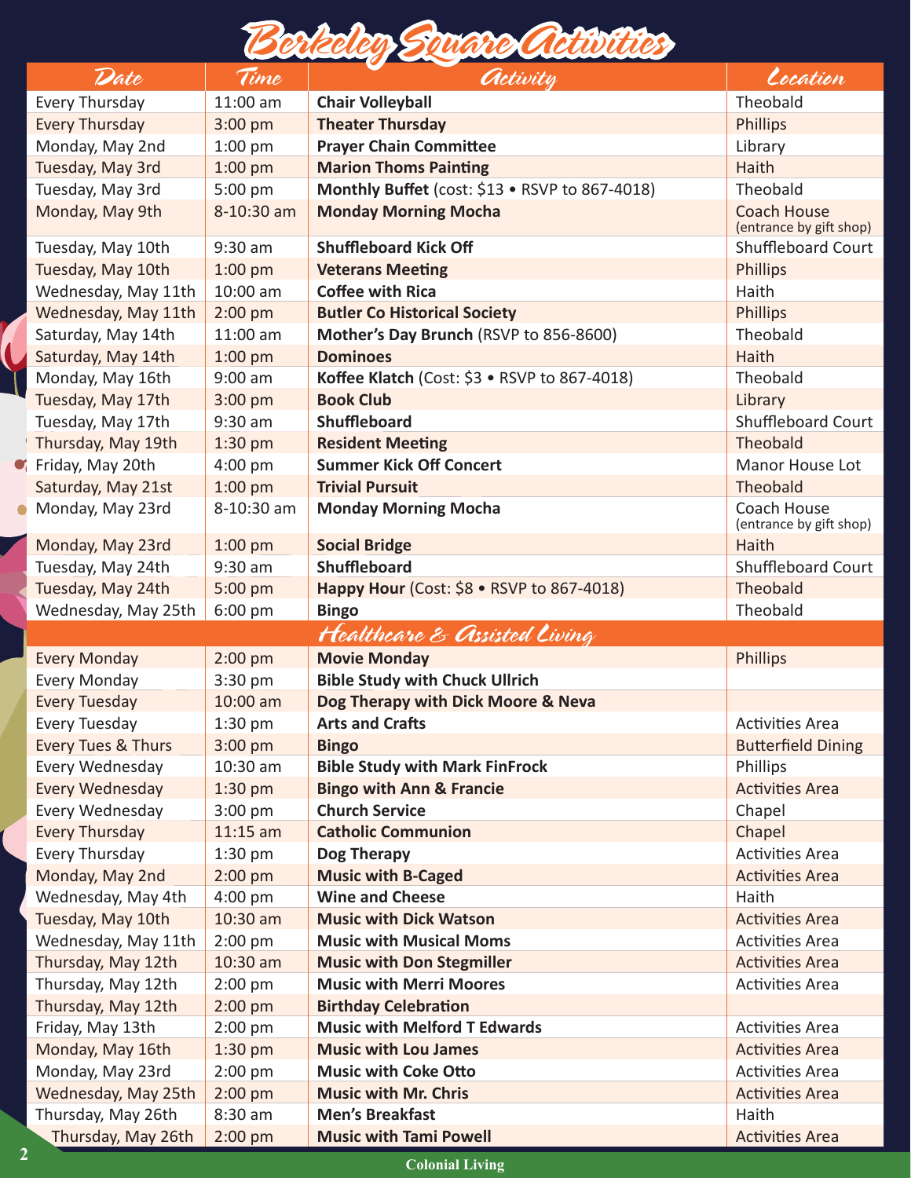# Berkeley Square Activities

| Date | Time | Activity | Location |
|---|---|---|---|
| Every Thursday | 11:00 am | **Chair Volleyball** | Theobald |
| Every Thursday | 3:00 pm | **Theater Thursday** | Phillips |
| Monday, May 2nd | 1:00 pm | **Prayer Chain Committee** | Library |
| Tuesday, May 3rd | 1:00 pm | **Marion Thoms Painting** | Haith |
| Tuesday, May 3rd | 5:00 pm | **Monthly Buffet** (cost: $13 • RSVP to 867-4018) | Theobald |
| Monday, May 9th | 8-10:30 am | **Monday Morning Mocha** | Coach House (entrance by gift shop) |
| Tuesday, May 10th | 9:30 am | **Shuffleboard Kick Off** | Shuffleboard Court |
| Tuesday, May 10th | 1:00 pm | **Veterans Meeting** | Phillips |
| Wednesday, May 11th | 10:00 am | **Coffee with Rica** | Haith |
| Wednesday, May 11th | 2:00 pm | **Butler Co Historical Society** | Phillips |
| Saturday, May 14th | 11:00 am | **Mother's Day Brunch** (RSVP to 856-8600) | Theobald |
| Saturday, May 14th | 1:00 pm | **Dominoes** | Haith |
| Monday, May 16th | 9:00 am | **Koffee Klatch** (Cost: $3 • RSVP to 867-4018) | Theobald |
| Tuesday, May 17th | 3:00 pm | **Book Club** | Library |
| Tuesday, May 17th | 9:30 am | **Shuffleboard** | Shuffleboard Court |
| Thursday, May 19th | 1:30 pm | **Resident Meeting** | Theobald |
| Friday, May 20th | 4:00 pm | **Summer Kick Off Concert** | Manor House Lot |
| Saturday, May 21st | 1:00 pm | **Trivial Pursuit** | Theobald |
| Monday, May 23rd | 8-10:30 am | **Monday Morning Mocha** | Coach House (entrance by gift shop) |
| Monday, May 23rd | 1:00 pm | **Social Bridge** | Haith |
| Tuesday, May 24th | 9:30 am | **Shuffleboard** | Shuffleboard Court |
| Tuesday, May 24th | 5:00 pm | **Happy Hour** (Cost: $8 • RSVP to 867-4018) | Theobald |
| Wednesday, May 25th | 6:00 pm | **Bingo** | Theobald |
| | | ***Healthcare & Assisted Living*** | |
| Every Monday | 2:00 pm | **Movie Monday** | Phillips |
| Every Monday | 3:30 pm | **Bible Study with Chuck Ullrich** | |
| Every Tuesday | 10:00 am | **Dog Therapy with Dick Moore & Neva** | |
| Every Tuesday | 1:30 pm | **Arts and Crafts** | Activities Area |
| Every Tues & Thurs | 3:00 pm | **Bingo** | Butterfield Dining |
| Every Wednesday | 10:30 am | **Bible Study with Mark FinFrock** | Phillips |
| Every Wednesday | 1:30 pm | **Bingo with Ann & Francie** | Activities Area |
| Every Wednesday | 3:00 pm | **Church Service** | Chapel |
| Every Thursday | 11:15 am | **Catholic Communion** | Chapel |
| Every Thursday | 1:30 pm | **Dog Therapy** | Activities Area |
| Monday, May 2nd | 2:00 pm | **Music with B-Caged** | Activities Area |
| Wednesday, May 4th | 4:00 pm | **Wine and Cheese** | Haith |
| Tuesday, May 10th | 10:30 am | **Music with Dick Watson** | Activities Area |
| Wednesday, May 11th | 2:00 pm | **Music with Musical Moms** | Activities Area |
| Thursday, May 12th | 10:30 am | **Music with Don Stegmiller** | Activities Area |
| Thursday, May 12th | 2:00 pm | **Music with Merri Moores** | Activities Area |
| Thursday, May 12th | 2:00 pm | **Birthday Celebration** | |
| Friday, May 13th | 2:00 pm | **Music with Melford T Edwards** | Activities Area |
| Monday, May 16th | 1:30 pm | **Music with Lou James** | Activities Area |
| Monday, May 23rd | 2:00 pm | **Music with Coke Otto** | Activities Area |
| Wednesday, May 25th | 2:00 pm | **Music with Mr. Chris** | Activities Area |
| Thursday, May 26th | 8:30 am | **Men's Breakfast** | Haith |
| Thursday, May 26th | 2:00 pm | **Music with Tami Powell** | Activities Area |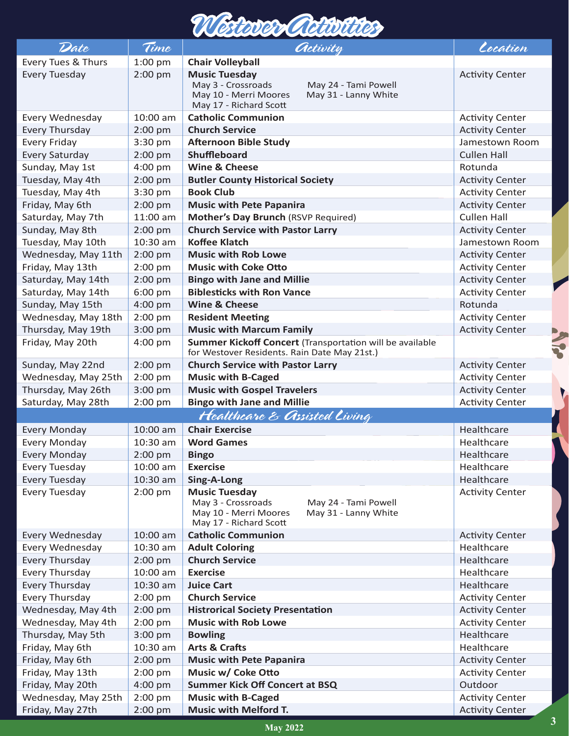# Westover Activities

| Date | Time | Activity | Location |
|---|---|---|---|
| Every Tues & Thurs | 1:00 pm | **Chair Volleyball** | |
| Every Tuesday | 2:00 pm | **Music Tuesday** May 3 - Crossroads, May 10 - Merri Moores, May 17 - Richard Scott, May 24 - Tami Powell, May 31 - Lanny White | Activity Center |
| Every Wednesday | 10:00 am | **Catholic Communion** | Activity Center |
| Every Thursday | 2:00 pm | **Church Service** | Activity Center |
| Every Friday | 3:30 pm | **Afternoon Bible Study** | Jamestown Room |
| Every Saturday | 2:00 pm | **Shuffleboard** | Cullen Hall |
| Sunday, May 1st | 4:00 pm | **Wine & Cheese** | Rotunda |
| Tuesday, May 4th | 2:00 pm | **Butler County Historical Society** | Activity Center |
| Tuesday, May 4th | 3:30 pm | **Book Club** | Activity Center |
| Friday, May 6th | 2:00 pm | **Music with Pete Papanira** | Activity Center |
| Saturday, May 7th | 11:00 am | **Mother's Day Brunch** (RSVP Required) | Cullen Hall |
| Sunday, May 8th | 2:00 pm | **Church Service with Pastor Larry** | Activity Center |
| Tuesday, May 10th | 10:30 am | **Koffee Klatch** | Jamestown Room |
| Wednesday, May 11th | 2:00 pm | **Music with Rob Lowe** | Activity Center |
| Friday, May 13th | 2:00 pm | **Music with Coke Otto** | Activity Center |
| Saturday, May 14th | 2:00 pm | **Bingo with Jane and Millie** | Activity Center |
| Saturday, May 14th | 6:00 pm | **Biblesticks with Ron Vance** | Activity Center |
| Sunday, May 15th | 4:00 pm | **Wine & Cheese** | Rotunda |
| Wednesday, May 18th | 2:00 pm | **Resident Meeting** | Activity Center |
| Thursday, May 19th | 3:00 pm | **Music with Marcum Family** | Activity Center |
| Friday, May 20th | 4:00 pm | **Summer Kickoff Concert** (Transportation will be available for Westover Residents. Rain Date May 21st.) | |
| Sunday, May 22nd | 2:00 pm | **Church Service with Pastor Larry** | Activity Center |
| Wednesday, May 25th | 2:00 pm | **Music with B-Caged** | Activity Center |
| Thursday, May 26th | 3:00 pm | **Music with Gospel Travelers** | Activity Center |
| Saturday, May 28th | 2:00 pm | **Bingo with Jane and Millie** | Activity Center |
| | | **Healthcare & Assisted Living** | |
| Every Monday | 10:00 am | **Chair Exercise** | Healthcare |
| Every Monday | 10:30 am | **Word Games** | Healthcare |
| Every Monday | 2:00 pm | **Bingo** | Healthcare |
| Every Tuesday | 10:00 am | **Exercise** | Healthcare |
| Every Tuesday | 10:30 am | **Sing-A-Long** | Healthcare |
| Every Tuesday | 2:00 pm | **Music Tuesday** May 3 - Crossroads, May 10 - Merri Moores, May 17 - Richard Scott, May 24 - Tami Powell, May 31 - Lanny White | Activity Center |
| Every Wednesday | 10:00 am | **Catholic Communion** | Activity Center |
| Every Wednesday | 10:30 am | **Adult Coloring** | Healthcare |
| Every Thursday | 2:00 pm | **Church Service** | Healthcare |
| Every Thursday | 10:00 am | **Exercise** | Healthcare |
| Every Thursday | 10:30 am | **Juice Cart** | Healthcare |
| Every Thursday | 2:00 pm | **Church Service** | Activity Center |
| Wednesday, May 4th | 2:00 pm | **Historical Society Presentation** | Activity Center |
| Wednesday, May 4th | 2:00 pm | **Music with Rob Lowe** | Activity Center |
| Thursday, May 5th | 3:00 pm | **Bowling** | Healthcare |
| Friday, May 6th | 10:30 am | **Arts & Crafts** | Healthcare |
| Friday, May 6th | 2:00 pm | **Music with Pete Papanira** | Activity Center |
| Friday, May 13th | 2:00 pm | **Music w/ Coke Otto** | Activity Center |
| Friday, May 20th | 4:00 pm | **Summer Kick Off Concert at BSQ** | Outdoor |
| Wednesday, May 25th | 2:00 pm | **Music with B-Caged** | Activity Center |
| Friday, May 27th | 2:00 pm | **Music with Melford T.** | Activity Center |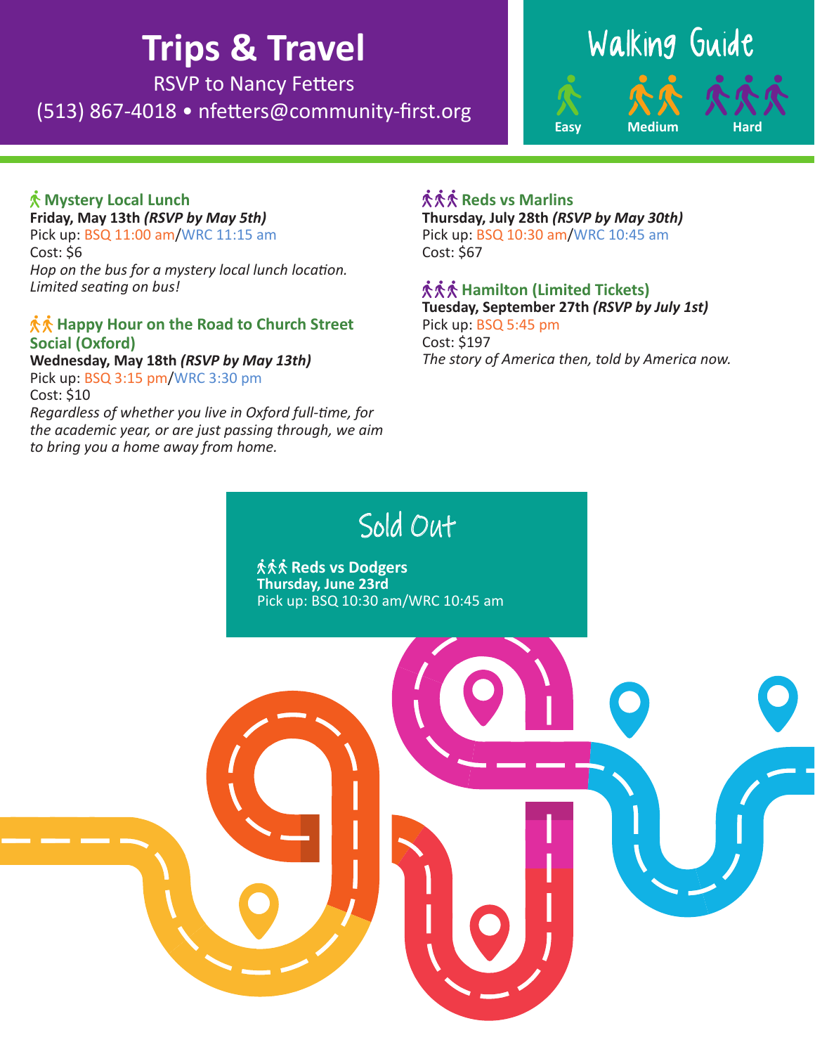# Trips & Travel

RSVP to Nancy Fetters
(513) 867-4018 • nfetters@community-first.org

## Walking Guide

Easy · Medium · Hard

### Mystery Local Lunch

**Friday, May 13th *(RSVP by May 5th)***
Pick up: BSQ 11:00 am/WRC 11:15 am
Cost: $6
*Hop on the bus for a mystery local lunch location. Limited seating on bus!*

### Happy Hour on the Road to Church Street Social (Oxford)

**Wednesday, May 18th *(RSVP by May 13th)***
Pick up: BSQ 3:15 pm/WRC 3:30 pm
Cost: $10
*Regardless of whether you live in Oxford full-time, for the academic year, or are just passing through, we aim to bring you a home away from home.*

### Reds vs Marlins

**Thursday, July 28th *(RSVP by May 30th)***
Pick up: BSQ 10:30 am/WRC 10:45 am
Cost: $67

### Hamilton (Limited Tickets)

**Tuesday, September 27th *(RSVP by July 1st)***
Pick up: BSQ 5:45 pm
Cost: $197
*The story of America then, told by America now.*

## Sold Out

### Reds vs Dodgers

**Thursday, June 23rd**
Pick up: BSQ 10:30 am/WRC 10:45 am